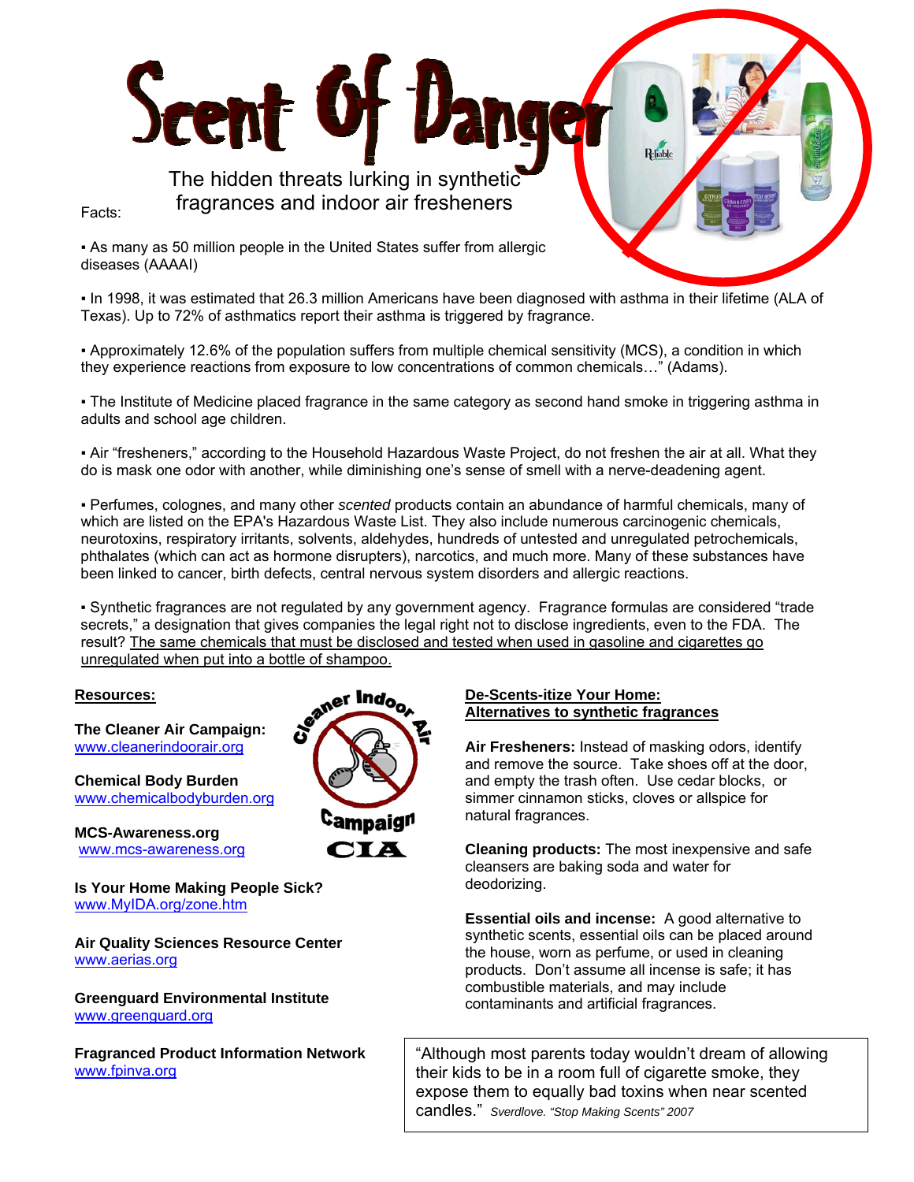# Scent Of Danger

## The hidden threats lurking in synthetic fragrances and indoor air fresheners

Facts:

▪ As many as 50 million people in the United States suffer from allergic diseases (AAAAI)

▪ In 1998, it was estimated that 26.3 million Americans have been diagnosed with asthma in their lifetime (ALA of Texas). Up to 72% of asthmatics report their asthma is triggered by fragrance.

▪ Approximately 12.6% of the population suffers from multiple chemical sensitivity (MCS), a condition in which they experience reactions from exposure to low concentrations of common chemicals…" (Adams).

▪ The Institute of Medicine placed fragrance in the same category as second hand smoke in triggering asthma in adults and school age children.

▪ Air "fresheners," according to the Household Hazardous Waste Project, do not freshen the air at all. What they do is mask one odor with another, while diminishing one's sense of smell with a nerve-deadening agent.

▪ Perfumes, colognes, and many other *scented* products contain an abundance of harmful chemicals, many of which are listed on the EPA's Hazardous Waste List. They also include numerous carcinogenic chemicals, neurotoxins, respiratory irritants, solvents, aldehydes, hundreds of untested and unregulated petrochemicals, phthalates (which can act as hormone disrupters), narcotics, and much more. Many of these substances have been linked to cancer, birth defects, central nervous system disorders and allergic reactions.

▪ Synthetic fragrances are not regulated by any government agency. Fragrance formulas are considered "trade secrets," a designation that gives companies the legal right not to disclose ingredients, even to the FDA. The result? The same chemicals that must be disclosed and tested when used in gasoline and cigarettes go unregulated when put into a bottle of shampoo.

**Resources:**

**The Cleaner Air Campaign:**
www.cleanerindoorair.org

**Chemical Body Burden**
www.chemicalbodyburden.org

**MCS-Awareness.org**
www.mcs-awareness.org

**Is Your Home Making People Sick?**
www.MyIDA.org/zone.htm

**Air Quality Sciences Resource Center**
www.aerias.org

**Greenguard Environmental Institute**
www.greenguard.org

**Fragranced Product Information Network**
www.fpinva.org

Cleaner Indoor Air Campaign
CIA

**De-Scents-itize Your Home:**
**Alternatives to synthetic fragrances**

**Air Fresheners:** Instead of masking odors, identify and remove the source. Take shoes off at the door, and empty the trash often. Use cedar blocks, or simmer cinnamon sticks, cloves or allspice for natural fragrances.

**Cleaning products:** The most inexpensive and safe cleansers are baking soda and water for deodorizing.

**Essential oils and incense:** A good alternative to synthetic scents, essential oils can be placed around the house, worn as perfume, or used in cleaning products. Don't assume all incense is safe; it has combustible materials, and may include contaminants and artificial fragrances.

"Although most parents today wouldn't dream of allowing their kids to be in a room full of cigarette smoke, they expose them to equally bad toxins when near scented candles." *Sverdlove. "Stop Making Scents" 2007*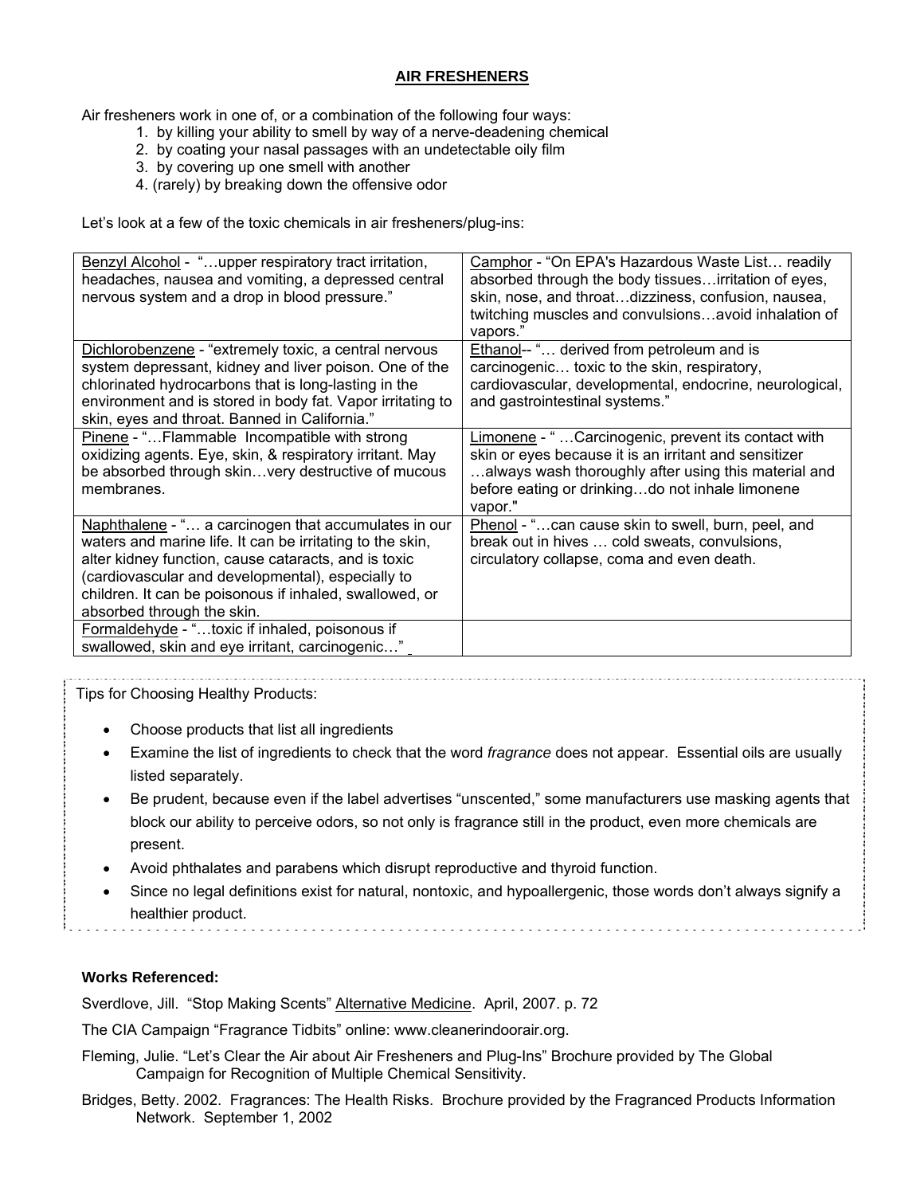## AIR FRESHENERS

Air fresheners work in one of, or a combination of the following four ways:

1. by killing your ability to smell by way of a nerve-deadening chemical
2. by coating your nasal passages with an undetectable oily film
3. by covering up one smell with another
4. (rarely) by breaking down the offensive odor

Let's look at a few of the toxic chemicals in air fresheners/plug-ins:

| | |
|---|---|
| Benzyl Alcohol - "…upper respiratory tract irritation, headaches, nausea and vomiting, a depressed central nervous system and a drop in blood pressure." | Camphor - "On EPA's Hazardous Waste List… readily absorbed through the body tissues…irritation of eyes, skin, nose, and throat…dizziness, confusion, nausea, twitching muscles and convulsions…avoid inhalation of vapors." |
| Dichlorobenzene - "extremely toxic, a central nervous system depressant, kidney and liver poison. One of the chlorinated hydrocarbons that is long-lasting in the environment and is stored in body fat. Vapor irritating to skin, eyes and throat. Banned in California." | Ethanol-- "… derived from petroleum and is carcinogenic… toxic to the skin, respiratory, cardiovascular, developmental, endocrine, neurological, and gastrointestinal systems." |
| Pinene - "…Flammable Incompatible with strong oxidizing agents. Eye, skin, & respiratory irritant. May be absorbed through skin…very destructive of mucous membranes. | Limonene - " …Carcinogenic, prevent its contact with skin or eyes because it is an irritant and sensitizer …always wash thoroughly after using this material and before eating or drinking…do not inhale limonene vapor." |
| Naphthalene - "… a carcinogen that accumulates in our waters and marine life. It can be irritating to the skin, alter kidney function, cause cataracts, and is toxic (cardiovascular and developmental), especially to children. It can be poisonous if inhaled, swallowed, or absorbed through the skin. | Phenol - "…can cause skin to swell, burn, peel, and break out in hives … cold sweats, convulsions, circulatory collapse, coma and even death. |
| Formaldehyde - "…toxic if inhaled, poisonous if swallowed, skin and eye irritant, carcinogenic…" | |

Tips for Choosing Healthy Products:

- Choose products that list all ingredients
- Examine the list of ingredients to check that the word *fragrance* does not appear. Essential oils are usually listed separately.
- Be prudent, because even if the label advertises "unscented," some manufacturers use masking agents that block our ability to perceive odors, so not only is fragrance still in the product, even more chemicals are present.
- Avoid phthalates and parabens which disrupt reproductive and thyroid function.
- Since no legal definitions exist for natural, nontoxic, and hypoallergenic, those words don't always signify a healthier product.

**Works Referenced:**

Sverdlove, Jill. "Stop Making Scents" Alternative Medicine. April, 2007. p. 72

The CIA Campaign "Fragrance Tidbits" online: www.cleanerindoorair.org.

Fleming, Julie. "Let's Clear the Air about Air Fresheners and Plug-Ins" Brochure provided by The Global Campaign for Recognition of Multiple Chemical Sensitivity.

Bridges, Betty. 2002. Fragrances: The Health Risks. Brochure provided by the Fragranced Products Information Network. September 1, 2002